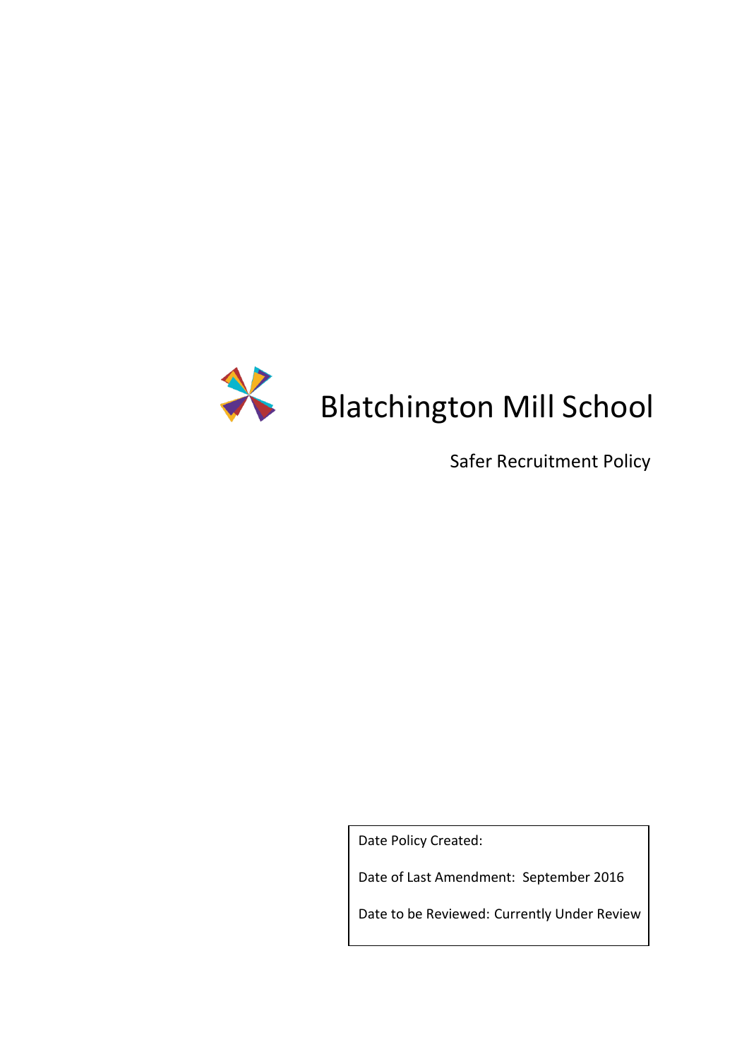# Blatchington Mill School

## Safer Recruitment Policy

Date Policy Created:

Date of Last Amendment: September 2016

Date to be Reviewed: Currently Under Review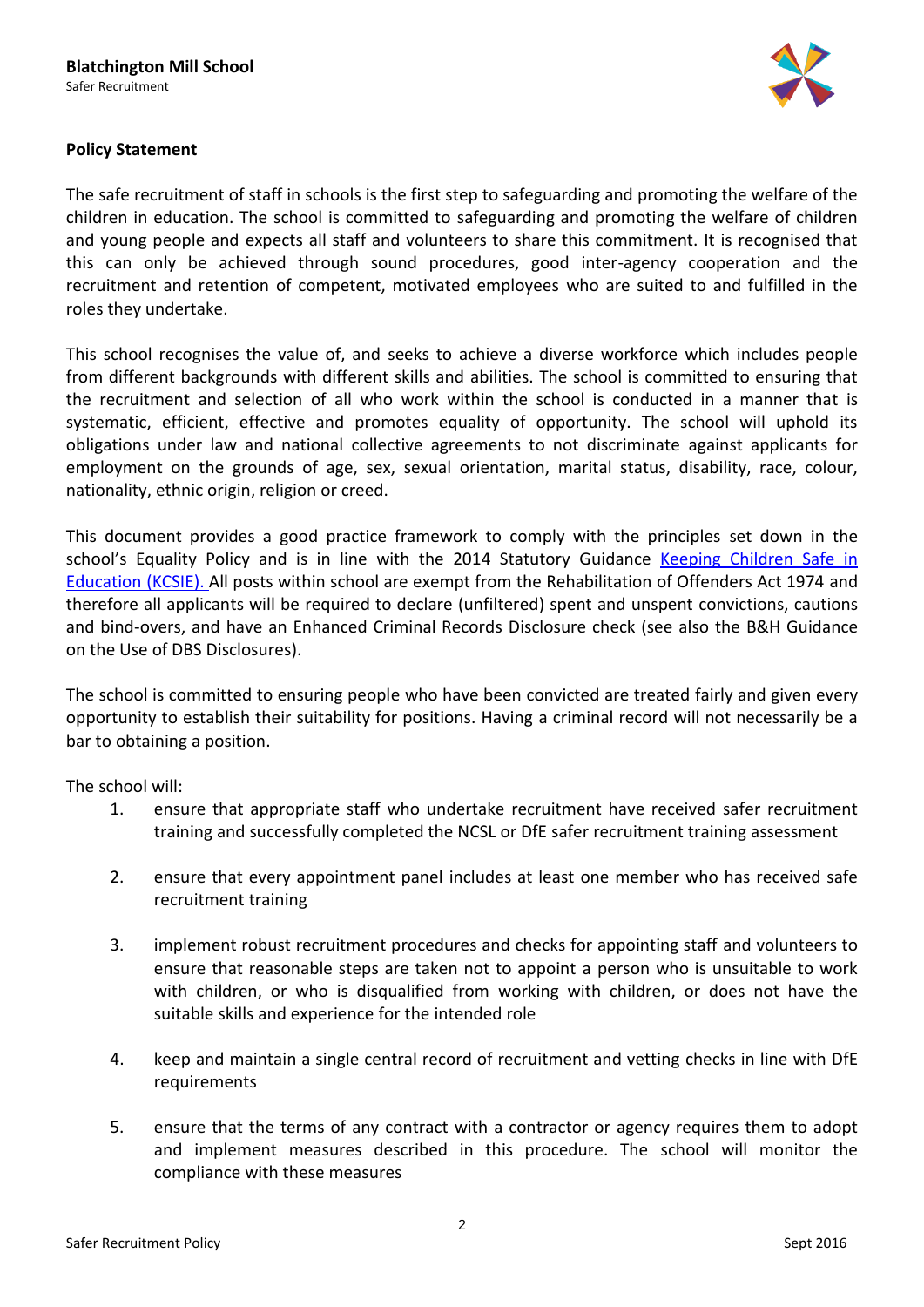## Policy Statement

The safe recruitment of staff in schools is the first step to safeguarding and promoting the welfare of the children in education. The school is committed to safeguarding and promoting the welfare of children and young people and expects all staff and volunteers to share this commitment. It is recognised that this can only be achieved through sound procedures, good inter-agency cooperation and the recruitment and retention of competent, motivated employees who are suited to and fulfilled in the roles they undertake.

This school recognises the value of, and seeks to achieve a diverse workforce which includes people from different backgrounds with different skills and abilities. The school is committed to ensuring that the recruitment and selection of all who work within the school is conducted in a manner that is systematic, efficient, effective and promotes equality of opportunity. The school will uphold its obligations under law and national collective agreements to not discriminate against applicants for employment on the grounds of age, sex, sexual orientation, marital status, disability, race, colour, nationality, ethnic origin, religion or creed.

This document provides a good practice framework to comply with the principles set down in the school's Equality Policy and is in line with the 2014 Statutory Guidance Keeping Children Safe in Education (KCSIE). All posts within school are exempt from the Rehabilitation of Offenders Act 1974 and therefore all applicants will be required to declare (unfiltered) spent and unspent convictions, cautions and bind-overs, and have an Enhanced Criminal Records Disclosure check (see also the B&H Guidance on the Use of DBS Disclosures).

The school is committed to ensuring people who have been convicted are treated fairly and given every opportunity to establish their suitability for positions. Having a criminal record will not necessarily be a bar to obtaining a position.

The school will:

1. ensure that appropriate staff who undertake recruitment have received safer recruitment training and successfully completed the NCSL or DfE safer recruitment training assessment
2. ensure that every appointment panel includes at least one member who has received safe recruitment training
3. implement robust recruitment procedures and checks for appointing staff and volunteers to ensure that reasonable steps are taken not to appoint a person who is unsuitable to work with children, or who is disqualified from working with children, or does not have the suitable skills and experience for the intended role
4. keep and maintain a single central record of recruitment and vetting checks in line with DfE requirements
5. ensure that the terms of any contract with a contractor or agency requires them to adopt and implement measures described in this procedure. The school will monitor the compliance with these measures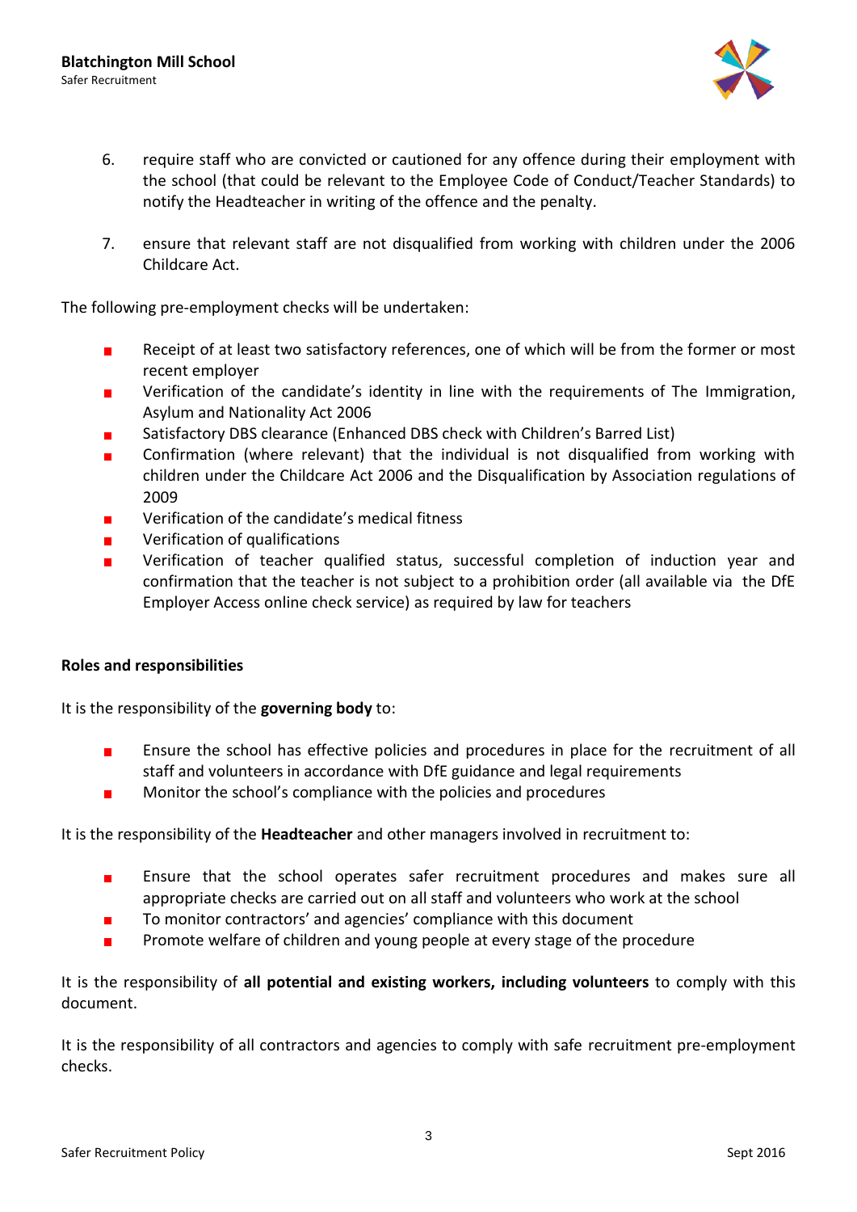6. require staff who are convicted or cautioned for any offence during their employment with the school (that could be relevant to the Employee Code of Conduct/Teacher Standards) to notify the Headteacher in writing of the offence and the penalty.

7. ensure that relevant staff are not disqualified from working with children under the 2006 Childcare Act.

The following pre-employment checks will be undertaken:

- Receipt of at least two satisfactory references, one of which will be from the former or most recent employer
- Verification of the candidate's identity in line with the requirements of The Immigration, Asylum and Nationality Act 2006
- Satisfactory DBS clearance (Enhanced DBS check with Children's Barred List)
- Confirmation (where relevant) that the individual is not disqualified from working with children under the Childcare Act 2006 and the Disqualification by Association regulations of 2009
- Verification of the candidate's medical fitness
- Verification of qualifications
- Verification of teacher qualified status, successful completion of induction year and confirmation that the teacher is not subject to a prohibition order (all available via the DfE Employer Access online check service) as required by law for teachers

**Roles and responsibilities**

It is the responsibility of the **governing body** to:

- Ensure the school has effective policies and procedures in place for the recruitment of all staff and volunteers in accordance with DfE guidance and legal requirements
- Monitor the school's compliance with the policies and procedures

It is the responsibility of the **Headteacher** and other managers involved in recruitment to:

- Ensure that the school operates safer recruitment procedures and makes sure all appropriate checks are carried out on all staff and volunteers who work at the school
- To monitor contractors' and agencies' compliance with this document
- Promote welfare of children and young people at every stage of the procedure

It is the responsibility of **all potential and existing workers, including volunteers** to comply with this document.

It is the responsibility of all contractors and agencies to comply with safe recruitment pre-employment checks.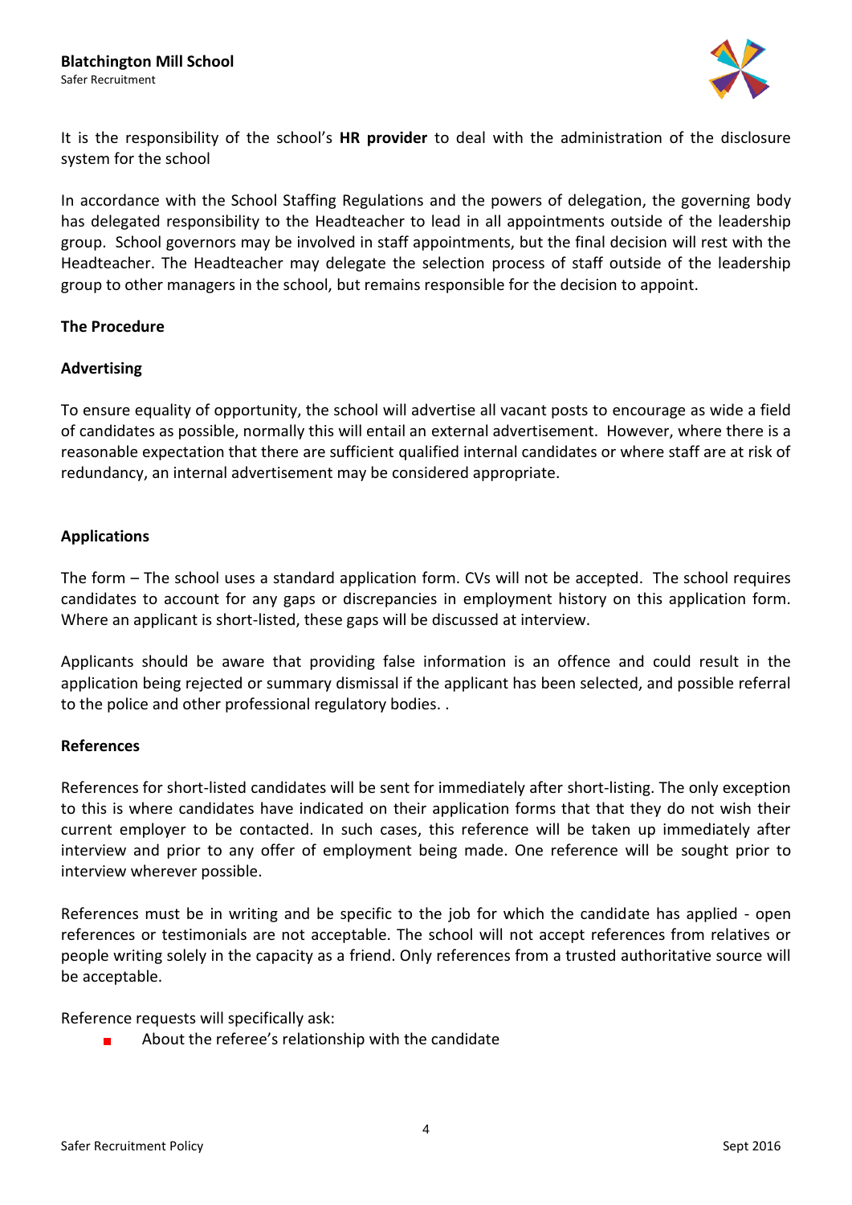It is the responsibility of the school's **HR provider** to deal with the administration of the disclosure system for the school

In accordance with the School Staffing Regulations and the powers of delegation, the governing body has delegated responsibility to the Headteacher to lead in all appointments outside of the leadership group. School governors may be involved in staff appointments, but the final decision will rest with the Headteacher. The Headteacher may delegate the selection process of staff outside of the leadership group to other managers in the school, but remains responsible for the decision to appoint.

**The Procedure**

**Advertising**

To ensure equality of opportunity, the school will advertise all vacant posts to encourage as wide a field of candidates as possible, normally this will entail an external advertisement. However, where there is a reasonable expectation that there are sufficient qualified internal candidates or where staff are at risk of redundancy, an internal advertisement may be considered appropriate.

**Applications**

The form – The school uses a standard application form. CVs will not be accepted. The school requires candidates to account for any gaps or discrepancies in employment history on this application form. Where an applicant is short-listed, these gaps will be discussed at interview.

Applicants should be aware that providing false information is an offence and could result in the application being rejected or summary dismissal if the applicant has been selected, and possible referral to the police and other professional regulatory bodies. .

**References**

References for short-listed candidates will be sent for immediately after short-listing. The only exception to this is where candidates have indicated on their application forms that that they do not wish their current employer to be contacted. In such cases, this reference will be taken up immediately after interview and prior to any offer of employment being made. One reference will be sought prior to interview wherever possible.

References must be in writing and be specific to the job for which the candidate has applied - open references or testimonials are not acceptable. The school will not accept references from relatives or people writing solely in the capacity as a friend. Only references from a trusted authoritative source will be acceptable.

Reference requests will specifically ask:

- About the referee's relationship with the candidate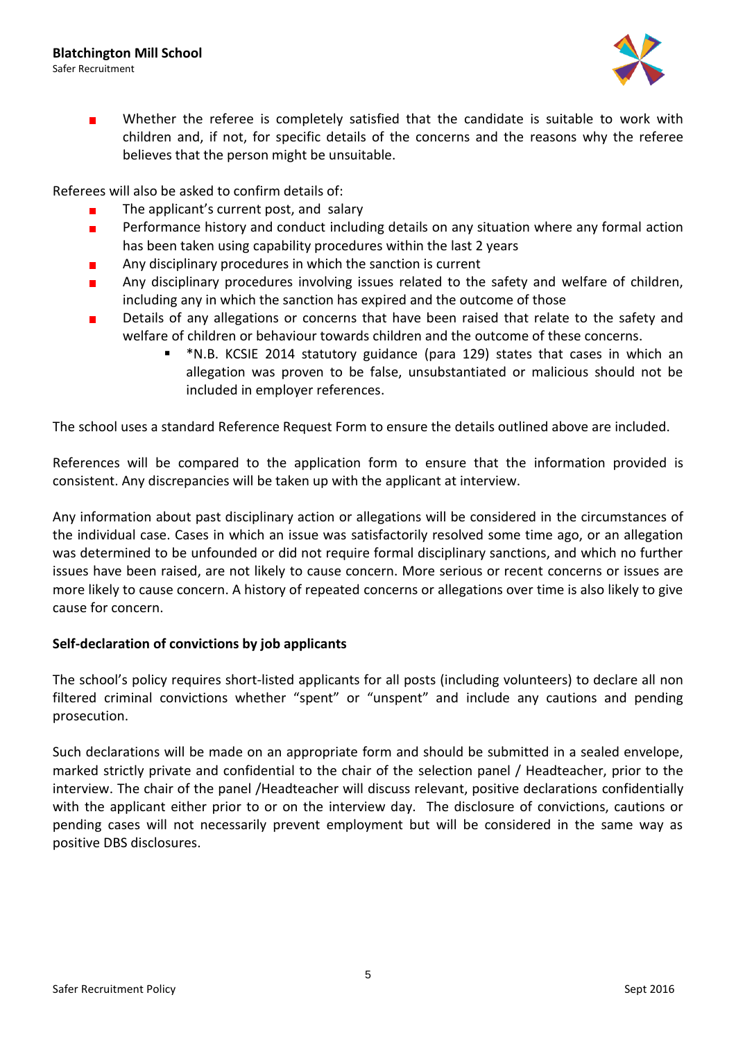- Whether the referee is completely satisfied that the candidate is suitable to work with children and, if not, for specific details of the concerns and the reasons why the referee believes that the person might be unsuitable.

Referees will also be asked to confirm details of:

- The applicant's current post, and salary
- Performance history and conduct including details on any situation where any formal action has been taken using capability procedures within the last 2 years
- Any disciplinary procedures in which the sanction is current
- Any disciplinary procedures involving issues related to the safety and welfare of children, including any in which the sanction has expired and the outcome of those
- Details of any allegations or concerns that have been raised that relate to the safety and welfare of children or behaviour towards children and the outcome of these concerns.
    - *N.B. KCSIE 2014 statutory guidance (para 129) states that cases in which an allegation was proven to be false, unsubstantiated or malicious should not be included in employer references.

The school uses a standard Reference Request Form to ensure the details outlined above are included.

References will be compared to the application form to ensure that the information provided is consistent. Any discrepancies will be taken up with the applicant at interview.

Any information about past disciplinary action or allegations will be considered in the circumstances of the individual case. Cases in which an issue was satisfactorily resolved some time ago, or an allegation was determined to be unfounded or did not require formal disciplinary sanctions, and which no further issues have been raised, are not likely to cause concern. More serious or recent concerns or issues are more likely to cause concern. A history of repeated concerns or allegations over time is also likely to give cause for concern.

**Self-declaration of convictions by job applicants**

The school's policy requires short-listed applicants for all posts (including volunteers) to declare all non filtered criminal convictions whether "spent" or "unspent" and include any cautions and pending prosecution.

Such declarations will be made on an appropriate form and should be submitted in a sealed envelope, marked strictly private and confidential to the chair of the selection panel / Headteacher, prior to the interview. The chair of the panel /Headteacher will discuss relevant, positive declarations confidentially with the applicant either prior to or on the interview day. The disclosure of convictions, cautions or pending cases will not necessarily prevent employment but will be considered in the same way as positive DBS disclosures.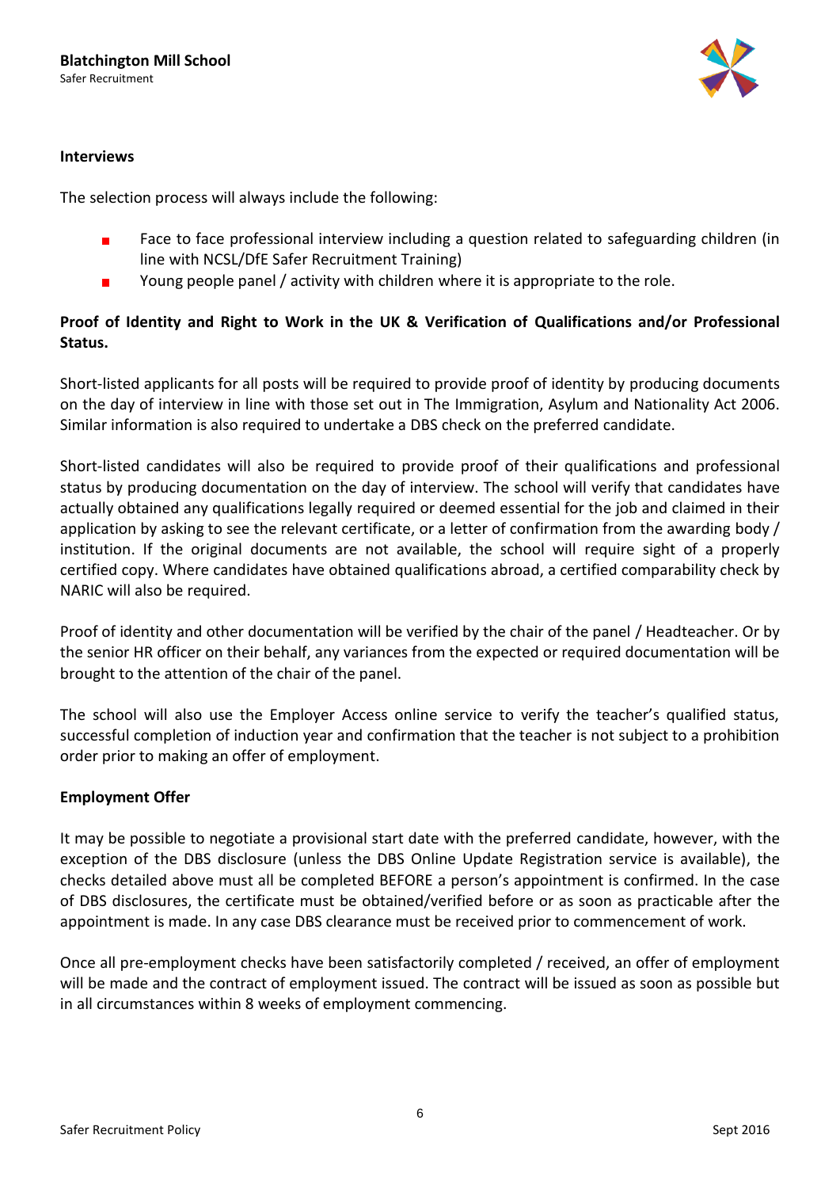## Interviews

The selection process will always include the following:

- Face to face professional interview including a question related to safeguarding children (in line with NCSL/DfE Safer Recruitment Training)
- Young people panel / activity with children where it is appropriate to the role.

## Proof of Identity and Right to Work in the UK & Verification of Qualifications and/or Professional Status.

Short-listed applicants for all posts will be required to provide proof of identity by producing documents on the day of interview in line with those set out in The Immigration, Asylum and Nationality Act 2006. Similar information is also required to undertake a DBS check on the preferred candidate.

Short-listed candidates will also be required to provide proof of their qualifications and professional status by producing documentation on the day of interview. The school will verify that candidates have actually obtained any qualifications legally required or deemed essential for the job and claimed in their application by asking to see the relevant certificate, or a letter of confirmation from the awarding body / institution. If the original documents are not available, the school will require sight of a properly certified copy. Where candidates have obtained qualifications abroad, a certified comparability check by NARIC will also be required.

Proof of identity and other documentation will be verified by the chair of the panel / Headteacher. Or by the senior HR officer on their behalf, any variances from the expected or required documentation will be brought to the attention of the chair of the panel.

The school will also use the Employer Access online service to verify the teacher's qualified status, successful completion of induction year and confirmation that the teacher is not subject to a prohibition order prior to making an offer of employment.

## Employment Offer

It may be possible to negotiate a provisional start date with the preferred candidate, however, with the exception of the DBS disclosure (unless the DBS Online Update Registration service is available), the checks detailed above must all be completed BEFORE a person's appointment is confirmed. In the case of DBS disclosures, the certificate must be obtained/verified before or as soon as practicable after the appointment is made. In any case DBS clearance must be received prior to commencement of work.

Once all pre-employment checks have been satisfactorily completed / received, an offer of employment will be made and the contract of employment issued. The contract will be issued as soon as possible but in all circumstances within 8 weeks of employment commencing.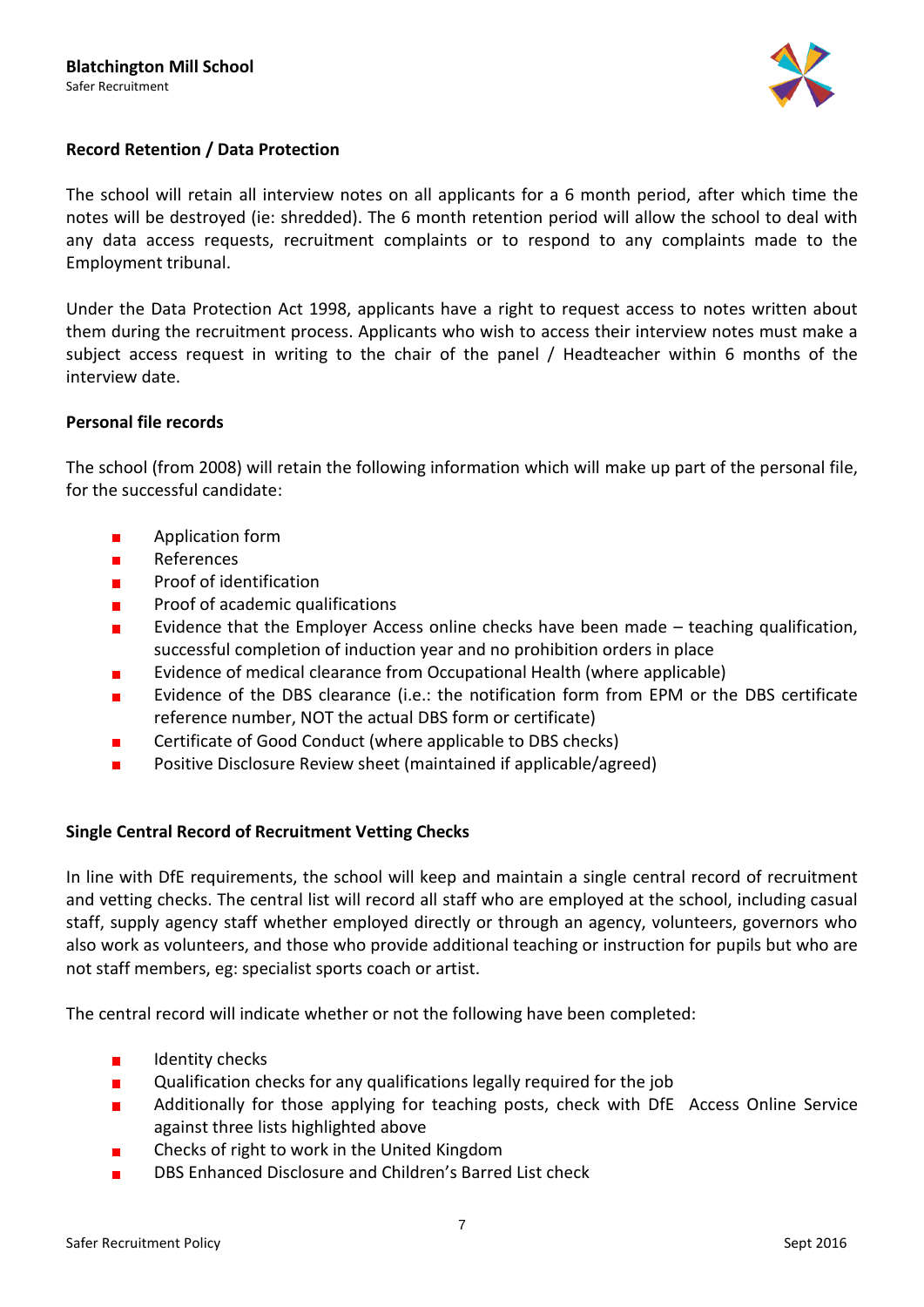**Record Retention / Data Protection**

The school will retain all interview notes on all applicants for a 6 month period, after which time the notes will be destroyed (ie: shredded). The 6 month retention period will allow the school to deal with any data access requests, recruitment complaints or to respond to any complaints made to the Employment tribunal.

Under the Data Protection Act 1998, applicants have a right to request access to notes written about them during the recruitment process. Applicants who wish to access their interview notes must make a subject access request in writing to the chair of the panel / Headteacher within 6 months of the interview date.

**Personal file records**

The school (from 2008) will retain the following information which will make up part of the personal file, for the successful candidate:

- Application form
- References
- Proof of identification
- Proof of academic qualifications
- Evidence that the Employer Access online checks have been made – teaching qualification, successful completion of induction year and no prohibition orders in place
- Evidence of medical clearance from Occupational Health (where applicable)
- Evidence of the DBS clearance (i.e.: the notification form from EPM or the DBS certificate reference number, NOT the actual DBS form or certificate)
- Certificate of Good Conduct (where applicable to DBS checks)
- Positive Disclosure Review sheet (maintained if applicable/agreed)

**Single Central Record of Recruitment Vetting Checks**

In line with DfE requirements, the school will keep and maintain a single central record of recruitment and vetting checks. The central list will record all staff who are employed at the school, including casual staff, supply agency staff whether employed directly or through an agency, volunteers, governors who also work as volunteers, and those who provide additional teaching or instruction for pupils but who are not staff members, eg: specialist sports coach or artist.

The central record will indicate whether or not the following have been completed:

- Identity checks
- Qualification checks for any qualifications legally required for the job
- Additionally for those applying for teaching posts, check with DfE Access Online Service against three lists highlighted above
- Checks of right to work in the United Kingdom
- DBS Enhanced Disclosure and Children's Barred List check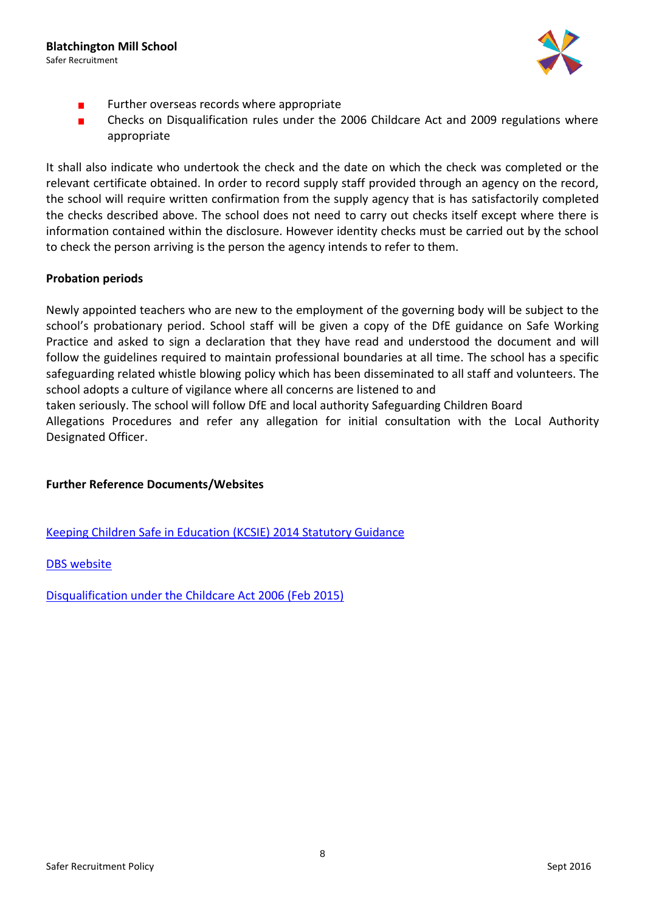- Further overseas records where appropriate
- Checks on Disqualification rules under the 2006 Childcare Act and 2009 regulations where appropriate

It shall also indicate who undertook the check and the date on which the check was completed or the relevant certificate obtained. In order to record supply staff provided through an agency on the record, the school will require written confirmation from the supply agency that is has satisfactorily completed the checks described above. The school does not need to carry out checks itself except where there is information contained within the disclosure. However identity checks must be carried out by the school to check the person arriving is the person the agency intends to refer to them.

**Probation periods**

Newly appointed teachers who are new to the employment of the governing body will be subject to the school's probationary period. School staff will be given a copy of the DfE guidance on Safe Working Practice and asked to sign a declaration that they have read and understood the document and will follow the guidelines required to maintain professional boundaries at all time. The school has a specific safeguarding related whistle blowing policy which has been disseminated to all staff and volunteers. The school adopts a culture of vigilance where all concerns are listened to and taken seriously. The school will follow DfE and local authority Safeguarding Children Board Allegations Procedures and refer any allegation for initial consultation with the Local Authority Designated Officer.

**Further Reference Documents/Websites**

Keeping Children Safe in Education (KCSIE) 2014 Statutory Guidance

DBS website

Disqualification under the Childcare Act 2006 (Feb 2015)